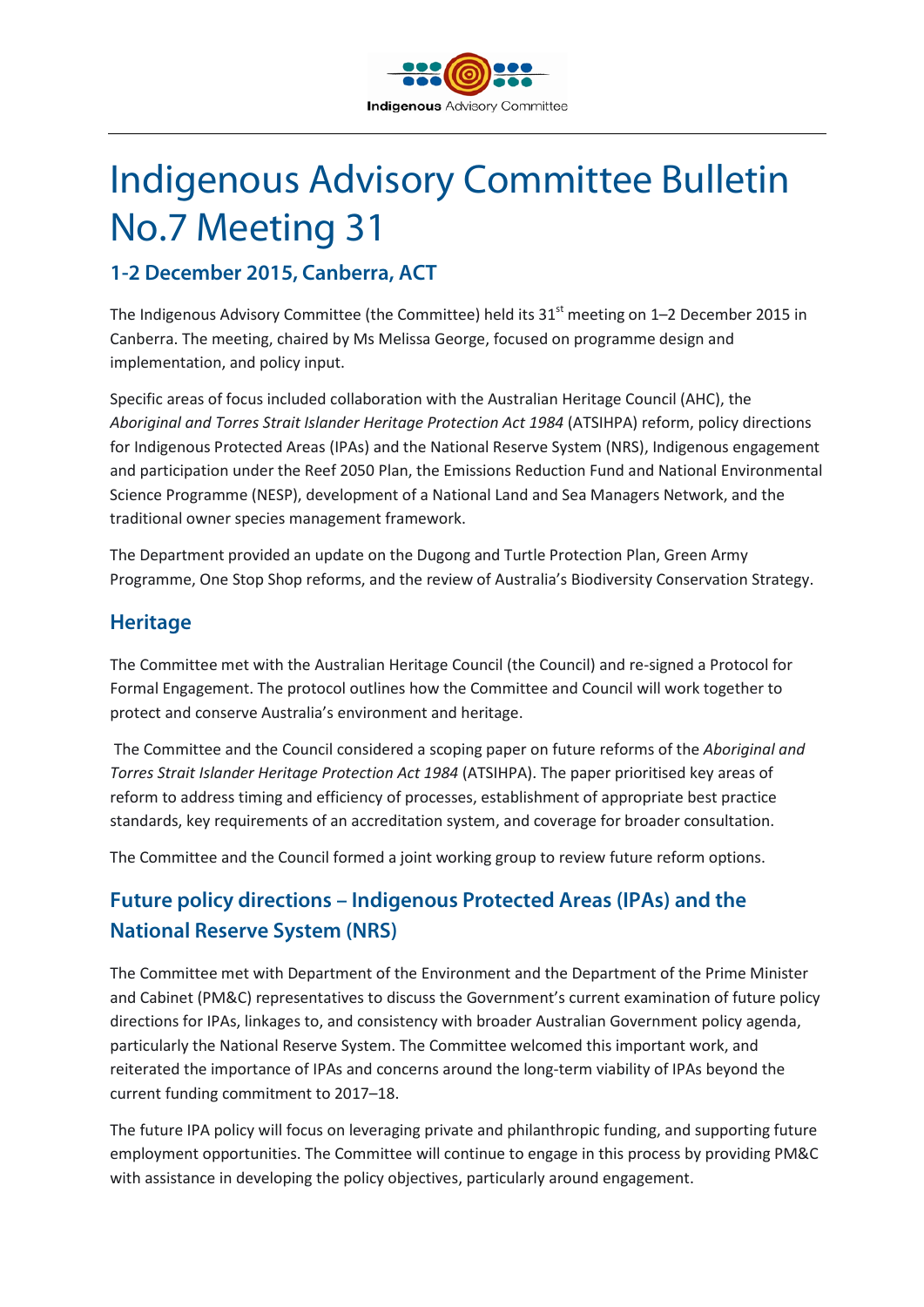# Indigenous Advisory Committee Bulletin No.7 Meeting 31

## 1-2 December 2015, Canberra, ACT

The Indigenous Advisory Committee (the Committee) held its 31st meeting on 1–2 December 2015 in Canberra. The meeting, chaired by Ms Melissa George, focused on programme design and implementation, and policy input.

Specific areas of focus included collaboration with the Australian Heritage Council (AHC), the *Aboriginal and Torres Strait Islander Heritage Protection Act 1984* (ATSIHPA) reform, policy directions for Indigenous Protected Areas (IPAs) and the National Reserve System (NRS), Indigenous engagement and participation under the Reef 2050 Plan, the Emissions Reduction Fund and National Environmental Science Programme (NESP), development of a National Land and Sea Managers Network, and the traditional owner species management framework.

The Department provided an update on the Dugong and Turtle Protection Plan, Green Army Programme, One Stop Shop reforms, and the review of Australia's Biodiversity Conservation Strategy.

## Heritage

The Committee met with the Australian Heritage Council (the Council) and re-signed a Protocol for Formal Engagement. The protocol outlines how the Committee and Council will work together to protect and conserve Australia's environment and heritage.

The Committee and the Council considered a scoping paper on future reforms of the *Aboriginal and Torres Strait Islander Heritage Protection Act 1984* (ATSIHPA). The paper prioritised key areas of reform to address timing and efficiency of processes, establishment of appropriate best practice standards, key requirements of an accreditation system, and coverage for broader consultation.

The Committee and the Council formed a joint working group to review future reform options.

## Future policy directions – Indigenous Protected Areas (IPAs) and the National Reserve System (NRS)

The Committee met with Department of the Environment and the Department of the Prime Minister and Cabinet (PM&C) representatives to discuss the Government's current examination of future policy directions for IPAs, linkages to, and consistency with broader Australian Government policy agenda, particularly the National Reserve System. The Committee welcomed this important work, and reiterated the importance of IPAs and concerns around the long-term viability of IPAs beyond the current funding commitment to 2017–18.

The future IPA policy will focus on leveraging private and philanthropic funding, and supporting future employment opportunities. The Committee will continue to engage in this process by providing PM&C with assistance in developing the policy objectives, particularly around engagement.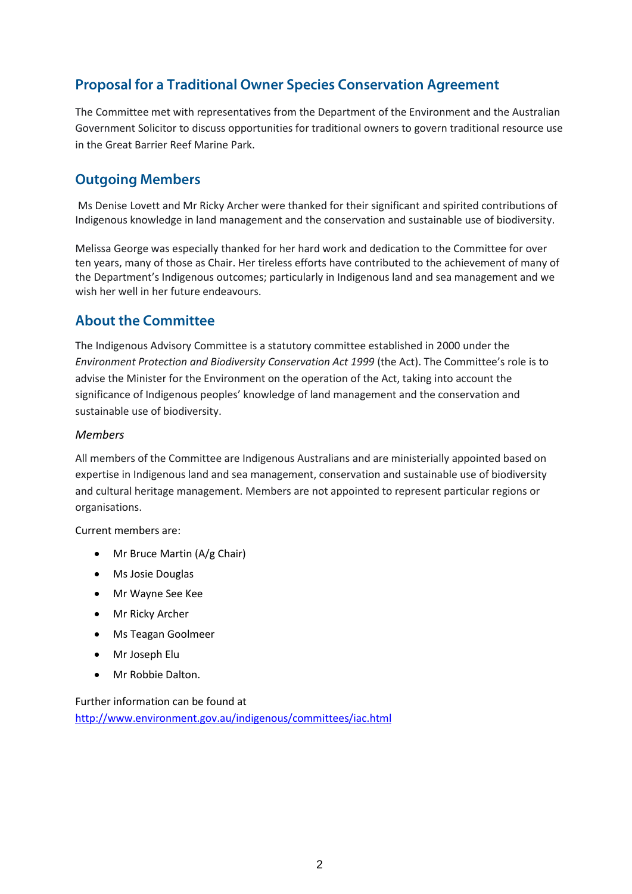## Proposal for a Traditional Owner Species Conservation Agreement

The Committee met with representatives from the Department of the Environment and the Australian Government Solicitor to discuss opportunities for traditional owners to govern traditional resource use in the Great Barrier Reef Marine Park.

## Outgoing Members

Ms Denise Lovett and Mr Ricky Archer were thanked for their significant and spirited contributions of Indigenous knowledge in land management and the conservation and sustainable use of biodiversity.

Melissa George was especially thanked for her hard work and dedication to the Committee for over ten years, many of those as Chair. Her tireless efforts have contributed to the achievement of many of the Department's Indigenous outcomes; particularly in Indigenous land and sea management and we wish her well in her future endeavours.

## About the Committee

The Indigenous Advisory Committee is a statutory committee established in 2000 under the *Environment Protection and Biodiversity Conservation Act 1999* (the Act). The Committee's role is to advise the Minister for the Environment on the operation of the Act, taking into account the significance of Indigenous peoples' knowledge of land management and the conservation and sustainable use of biodiversity.

### *Members*

All members of the Committee are Indigenous Australians and are ministerially appointed based on expertise in Indigenous land and sea management, conservation and sustainable use of biodiversity and cultural heritage management. Members are not appointed to represent particular regions or organisations.

Current members are:

- Mr Bruce Martin (A/g Chair)
- Ms Josie Douglas
- Mr Wayne See Kee
- Mr Ricky Archer
- Ms Teagan Goolmeer
- Mr Joseph Elu
- Mr Robbie Dalton.

Further information can be found at
http://www.environment.gov.au/indigenous/committees/iac.html